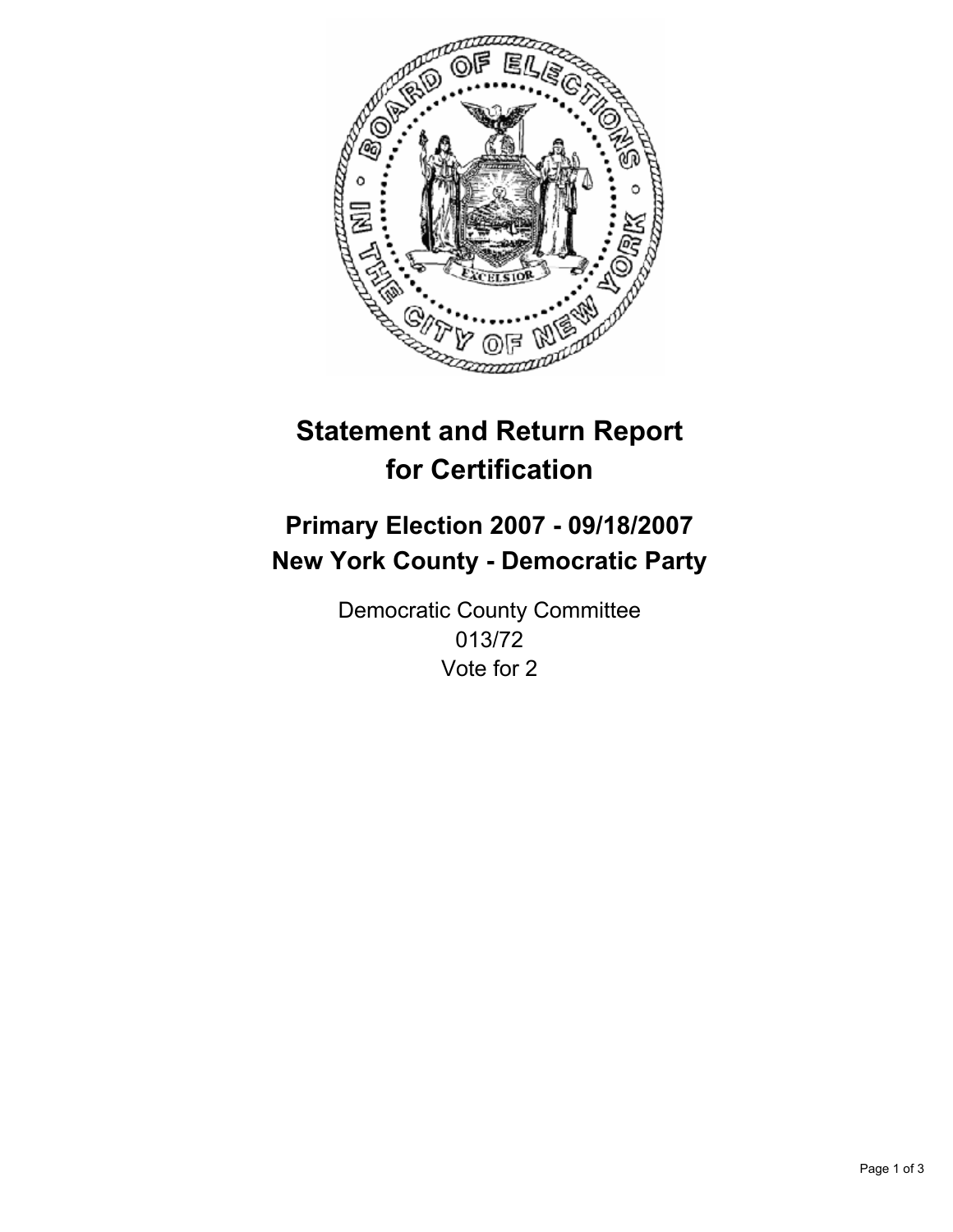# Statement and Return Report for Certification

## Primary Election 2007 - 09/18/2007
## New York County - Democratic Party

Democratic County Committee
013/72
Vote for 2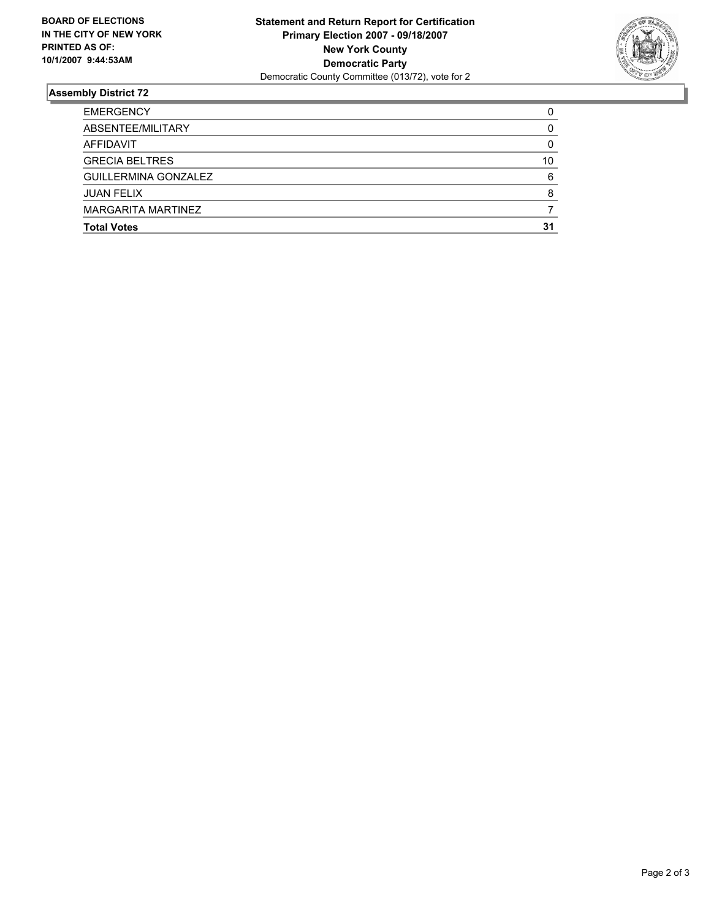**BOARD OF ELECTIONS IN THE CITY OF NEW YORK PRINTED AS OF: 10/1/2007 9:44:53AM**

**Statement and Return Report for Certification**
**Primary Election 2007 - 09/18/2007**
**New York County**
**Democratic Party**
Democratic County Committee (013/72), vote for 2

## Assembly District 72

| | |
|---|---|
| EMERGENCY | 0 |
| ABSENTEE/MILITARY | 0 |
| AFFIDAVIT | 0 |
| GRECIA BELTRES | 10 |
| GUILLERMINA GONZALEZ | 6 |
| JUAN FELIX | 8 |
| MARGARITA MARTINEZ | 7 |
| **Total Votes** | **31** |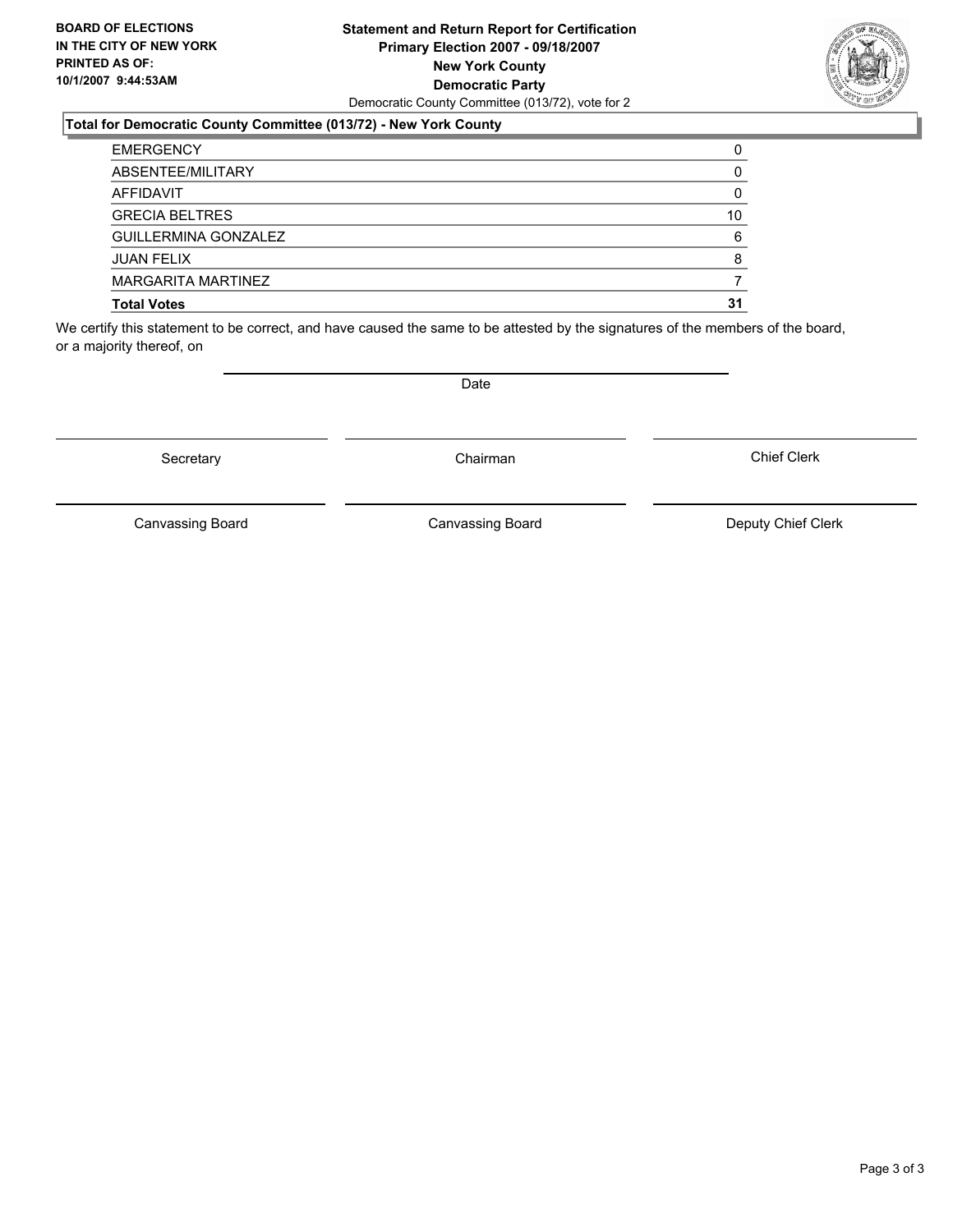**BOARD OF ELECTIONS IN THE CITY OF NEW YORK PRINTED AS OF: 10/1/2007 9:44:53AM**

**Statement and Return Report for Certification**
**Primary Election 2007 - 09/18/2007**
**New York County**
**Democratic Party**
Democratic County Committee (013/72), vote for 2

### Total for Democratic County Committee (013/72) - New York County

| | |
|---|---|
| EMERGENCY | 0 |
| ABSENTEE/MILITARY | 0 |
| AFFIDAVIT | 0 |
| GRECIA BELTRES | 10 |
| GUILLERMINA GONZALEZ | 6 |
| JUAN FELIX | 8 |
| MARGARITA MARTINEZ | 7 |
| **Total Votes** | **31** |

We certify this statement to be correct, and have caused the same to be attested by the signatures of the members of the board, or a majority thereof, on

Date

Secretary

Chairman

Chief Clerk

Canvassing Board

Canvassing Board

Deputy Chief Clerk